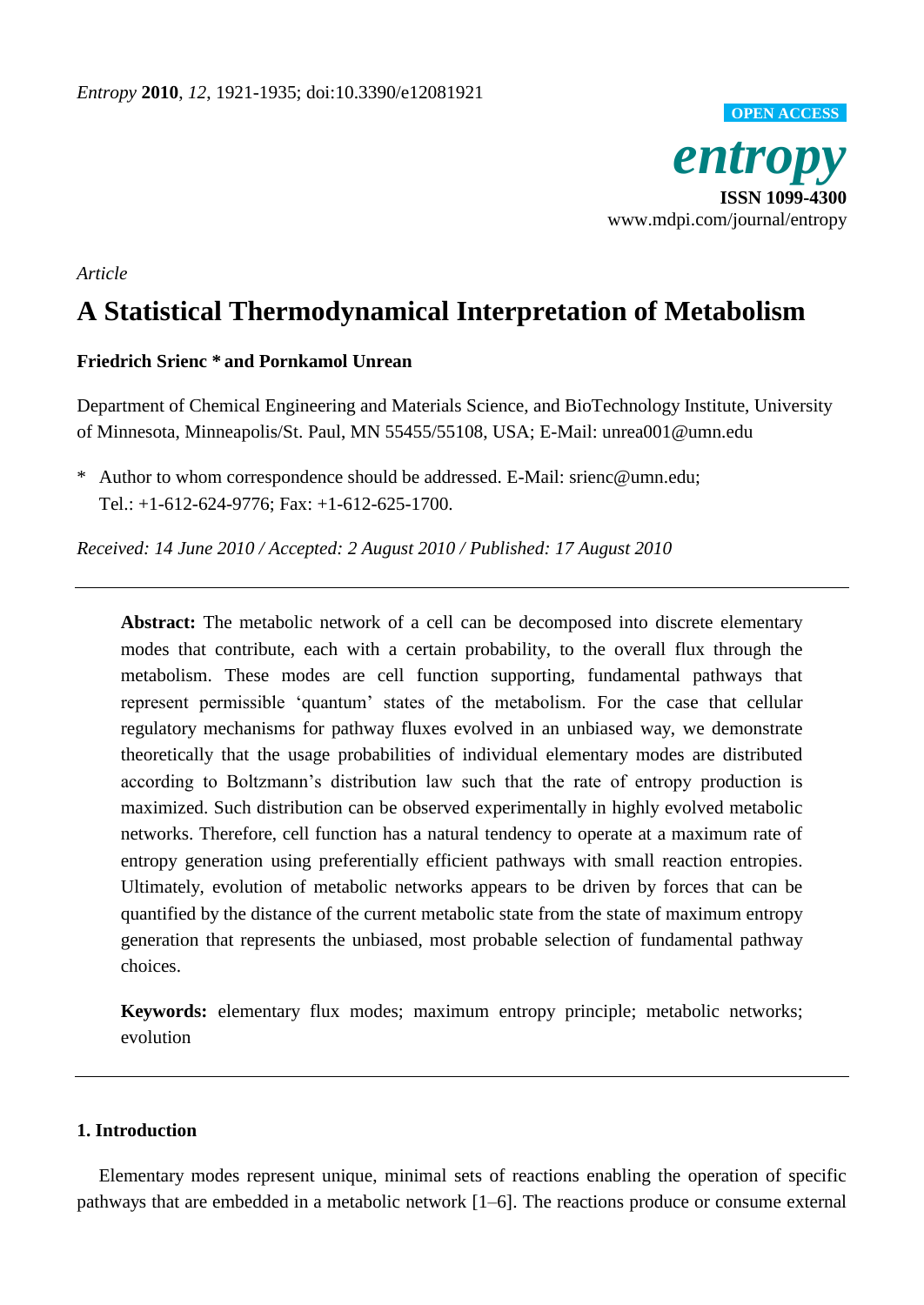*Entropy* **2010**, *12*, 1921-1935; doi:10.3390/e12081921

OPEN ACCESS

***entropy***

**ISSN 1099-4300**

www.mdpi.com/journal/entropy

*Article*

# A Statistical Thermodynamical Interpretation of Metabolism

**Friedrich Srienc * and Pornkamol Unrean**

Department of Chemical Engineering and Materials Science, and BioTechnology Institute, University of Minnesota, Minneapolis/St. Paul, MN 55455/55108, USA; E-Mail: unrea001@umn.edu

\* Author to whom correspondence should be addressed. E-Mail: srienc@umn.edu; Tel.: +1-612-624-9776; Fax: +1-612-625-1700.

*Received: 14 June 2010 / Accepted: 2 August 2010 / Published: 17 August 2010*

---

**Abstract:** The metabolic network of a cell can be decomposed into discrete elementary modes that contribute, each with a certain probability, to the overall flux through the metabolism. These modes are cell function supporting, fundamental pathways that represent permissible 'quantum' states of the metabolism. For the case that cellular regulatory mechanisms for pathway fluxes evolved in an unbiased way, we demonstrate theoretically that the usage probabilities of individual elementary modes are distributed according to Boltzmann's distribution law such that the rate of entropy production is maximized. Such distribution can be observed experimentally in highly evolved metabolic networks. Therefore, cell function has a natural tendency to operate at a maximum rate of entropy generation using preferentially efficient pathways with small reaction entropies. Ultimately, evolution of metabolic networks appears to be driven by forces that can be quantified by the distance of the current metabolic state from the state of maximum entropy generation that represents the unbiased, most probable selection of fundamental pathway choices.

**Keywords:** elementary flux modes; maximum entropy principle; metabolic networks; evolution

---

## 1. Introduction

Elementary modes represent unique, minimal sets of reactions enabling the operation of specific pathways that are embedded in a metabolic network [1–6]. The reactions produce or consume external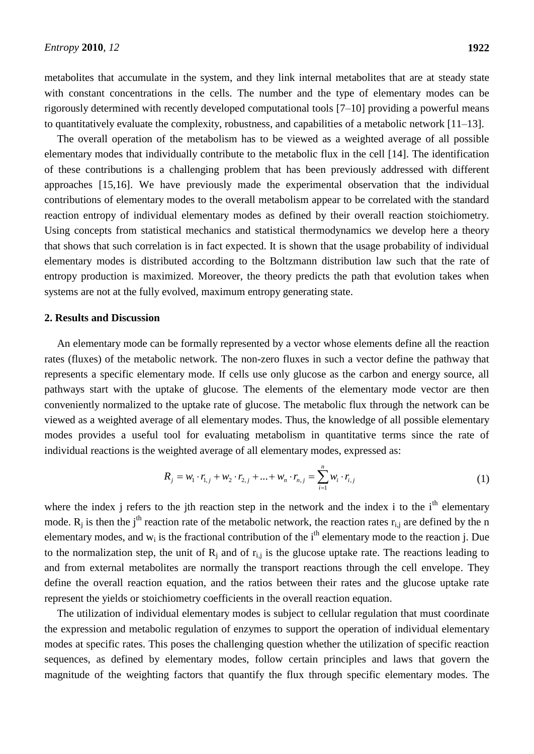metabolites that accumulate in the system, and they link internal metabolites that are at steady state with constant concentrations in the cells. The number and the type of elementary modes can be rigorously determined with recently developed computational tools [7–10] providing a powerful means to quantitatively evaluate the complexity, robustness, and capabilities of a metabolic network [11–13].

The overall operation of the metabolism has to be viewed as a weighted average of all possible elementary modes that individually contribute to the metabolic flux in the cell [14]. The identification of these contributions is a challenging problem that has been previously addressed with different approaches [15,16]. We have previously made the experimental observation that the individual contributions of elementary modes to the overall metabolism appear to be correlated with the standard reaction entropy of individual elementary modes as defined by their overall reaction stoichiometry. Using concepts from statistical mechanics and statistical thermodynamics we develop here a theory that shows that such correlation is in fact expected. It is shown that the usage probability of individual elementary modes is distributed according to the Boltzmann distribution law such that the rate of entropy production is maximized. Moreover, the theory predicts the path that evolution takes when systems are not at the fully evolved, maximum entropy generating state.

## 2. Results and Discussion

An elementary mode can be formally represented by a vector whose elements define all the reaction rates (fluxes) of the metabolic network. The non-zero fluxes in such a vector define the pathway that represents a specific elementary mode. If cells use only glucose as the carbon and energy source, all pathways start with the uptake of glucose. The elements of the elementary mode vector are then conveniently normalized to the uptake rate of glucose. The metabolic flux through the network can be viewed as a weighted average of all elementary modes. Thus, the knowledge of all possible elementary modes provides a useful tool for evaluating metabolism in quantitative terms since the rate of individual reactions is the weighted average of all elementary modes, expressed as:

$$R_j = w_1 \cdot r_{1,j} + w_2 \cdot r_{2,j} + \ldots + w_n \cdot r_{n,j} = \sum_{i=1}^{n} w_i \cdot r_{i,j} \tag{1}$$

where the index j refers to the jth reaction step in the network and the index i to the $i^{th}$ elementary mode. $R_j$ is then the $j^{th}$ reaction rate of the metabolic network, the reaction rates $r_{i,j}$ are defined by the n elementary modes, and $w_i$ is the fractional contribution of the $i^{th}$ elementary mode to the reaction j. Due to the normalization step, the unit of $R_j$ and of $r_{i,j}$ is the glucose uptake rate. The reactions leading to and from external metabolites are normally the transport reactions through the cell envelope. They define the overall reaction equation, and the ratios between their rates and the glucose uptake rate represent the yields or stoichiometry coefficients in the overall reaction equation.

The utilization of individual elementary modes is subject to cellular regulation that must coordinate the expression and metabolic regulation of enzymes to support the operation of individual elementary modes at specific rates. This poses the challenging question whether the utilization of specific reaction sequences, as defined by elementary modes, follow certain principles and laws that govern the magnitude of the weighting factors that quantify the flux through specific elementary modes. The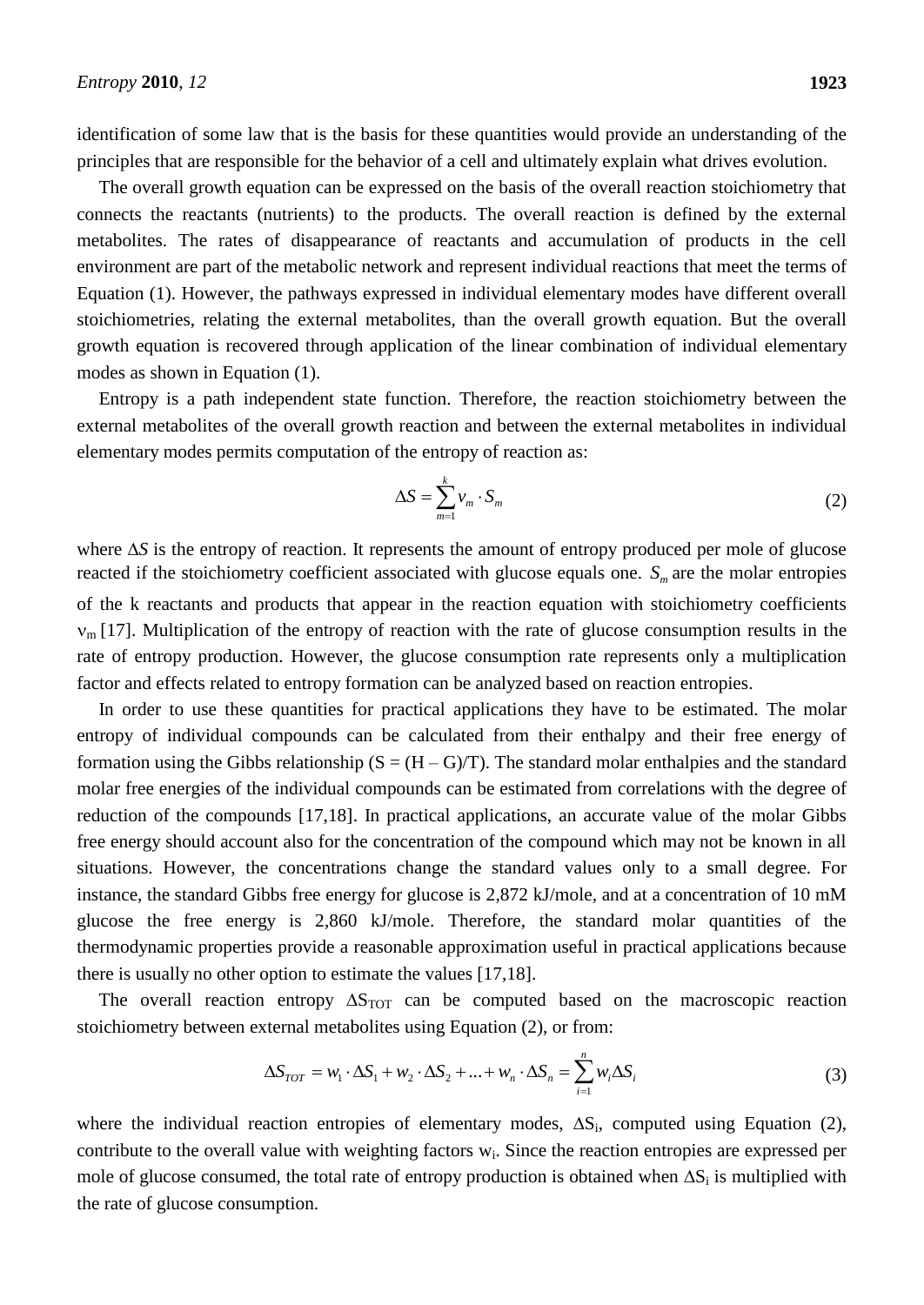identification of some law that is the basis for these quantities would provide an understanding of the principles that are responsible for the behavior of a cell and ultimately explain what drives evolution.

The overall growth equation can be expressed on the basis of the overall reaction stoichiometry that connects the reactants (nutrients) to the products. The overall reaction is defined by the external metabolites. The rates of disappearance of reactants and accumulation of products in the cell environment are part of the metabolic network and represent individual reactions that meet the terms of Equation (1). However, the pathways expressed in individual elementary modes have different overall stoichiometries, relating the external metabolites, than the overall growth equation. But the overall growth equation is recovered through application of the linear combination of individual elementary modes as shown in Equation (1).

Entropy is a path independent state function. Therefore, the reaction stoichiometry between the external metabolites of the overall growth reaction and between the external metabolites in individual elementary modes permits computation of the entropy of reaction as:

$$\Delta S = \sum_{m=1}^{k} \nu_m \cdot S_m \tag{2}$$

where $\Delta S$ is the entropy of reaction. It represents the amount of entropy produced per mole of glucose reacted if the stoichiometry coefficient associated with glucose equals one. $S_m$ are the molar entropies of the k reactants and products that appear in the reaction equation with stoichiometry coefficients $\nu_m$ [17]. Multiplication of the entropy of reaction with the rate of glucose consumption results in the rate of entropy production. However, the glucose consumption rate represents only a multiplication factor and effects related to entropy formation can be analyzed based on reaction entropies.

In order to use these quantities for practical applications they have to be estimated. The molar entropy of individual compounds can be calculated from their enthalpy and their free energy of formation using the Gibbs relationship ($S = (H - G)/T$). The standard molar enthalpies and the standard molar free energies of the individual compounds can be estimated from correlations with the degree of reduction of the compounds [17,18]. In practical applications, an accurate value of the molar Gibbs free energy should account also for the concentration of the compound which may not be known in all situations. However, the concentrations change the standard values only to a small degree. For instance, the standard Gibbs free energy for glucose is 2,872 kJ/mole, and at a concentration of 10 mM glucose the free energy is 2,860 kJ/mole. Therefore, the standard molar quantities of the thermodynamic properties provide a reasonable approximation useful in practical applications because there is usually no other option to estimate the values [17,18].

The overall reaction entropy $\Delta S_{TOT}$ can be computed based on the macroscopic reaction stoichiometry between external metabolites using Equation (2), or from:

$$\Delta S_{TOT} = w_1 \cdot \Delta S_1 + w_2 \cdot \Delta S_2 + \ldots + w_n \cdot \Delta S_n = \sum_{i=1}^{n} w_i \Delta S_i \tag{3}$$

where the individual reaction entropies of elementary modes, $\Delta S_i$, computed using Equation (2), contribute to the overall value with weighting factors $w_i$. Since the reaction entropies are expressed per mole of glucose consumed, the total rate of entropy production is obtained when $\Delta S_i$ is multiplied with the rate of glucose consumption.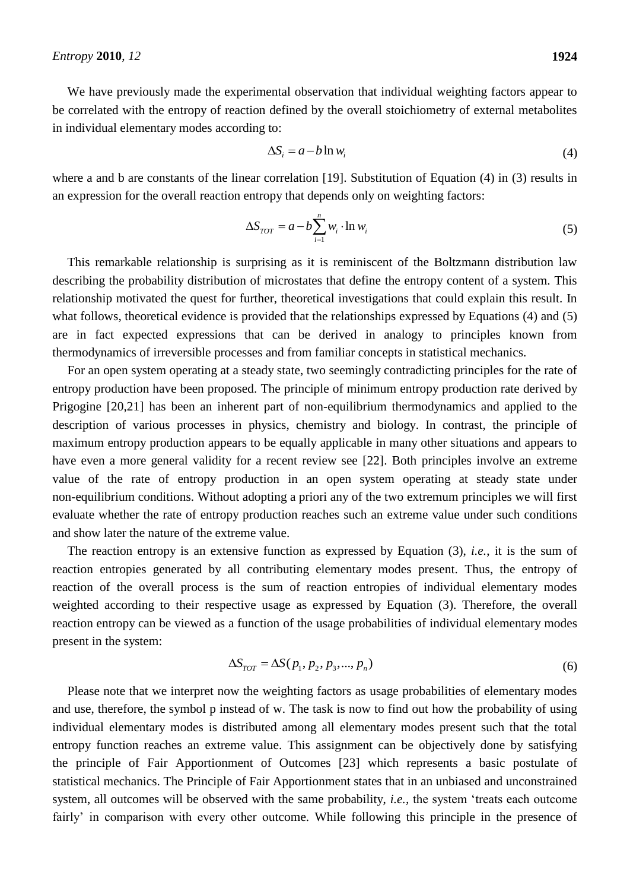We have previously made the experimental observation that individual weighting factors appear to be correlated with the entropy of reaction defined by the overall stoichiometry of external metabolites in individual elementary modes according to:

$$\Delta S_i = a - b \ln w_i \tag{4}$$

where a and b are constants of the linear correlation [19]. Substitution of Equation (4) in (3) results in an expression for the overall reaction entropy that depends only on weighting factors:

$$\Delta S_{TOT} = a - b \sum_{i=1}^{n} w_i \cdot \ln w_i \tag{5}$$

This remarkable relationship is surprising as it is reminiscent of the Boltzmann distribution law describing the probability distribution of microstates that define the entropy content of a system. This relationship motivated the quest for further, theoretical investigations that could explain this result. In what follows, theoretical evidence is provided that the relationships expressed by Equations (4) and (5) are in fact expected expressions that can be derived in analogy to principles known from thermodynamics of irreversible processes and from familiar concepts in statistical mechanics.

For an open system operating at a steady state, two seemingly contradicting principles for the rate of entropy production have been proposed. The principle of minimum entropy production rate derived by Prigogine [20,21] has been an inherent part of non-equilibrium thermodynamics and applied to the description of various processes in physics, chemistry and biology. In contrast, the principle of maximum entropy production appears to be equally applicable in many other situations and appears to have even a more general validity for a recent review see [22]. Both principles involve an extreme value of the rate of entropy production in an open system operating at steady state under non-equilibrium conditions. Without adopting a priori any of the two extremum principles we will first evaluate whether the rate of entropy production reaches such an extreme value under such conditions and show later the nature of the extreme value.

The reaction entropy is an extensive function as expressed by Equation (3), *i.e.*, it is the sum of reaction entropies generated by all contributing elementary modes present. Thus, the entropy of reaction of the overall process is the sum of reaction entropies of individual elementary modes weighted according to their respective usage as expressed by Equation (3). Therefore, the overall reaction entropy can be viewed as a function of the usage probabilities of individual elementary modes present in the system:

$$\Delta S_{TOT} = \Delta S(p_1, p_2, p_3, ..., p_n) \tag{6}$$

Please note that we interpret now the weighting factors as usage probabilities of elementary modes and use, therefore, the symbol p instead of w. The task is now to find out how the probability of using individual elementary modes is distributed among all elementary modes present such that the total entropy function reaches an extreme value. This assignment can be objectively done by satisfying the principle of Fair Apportionment of Outcomes [23] which represents a basic postulate of statistical mechanics. The Principle of Fair Apportionment states that in an unbiased and unconstrained system, all outcomes will be observed with the same probability, *i.e.*, the system 'treats each outcome fairly' in comparison with every other outcome. While following this principle in the presence of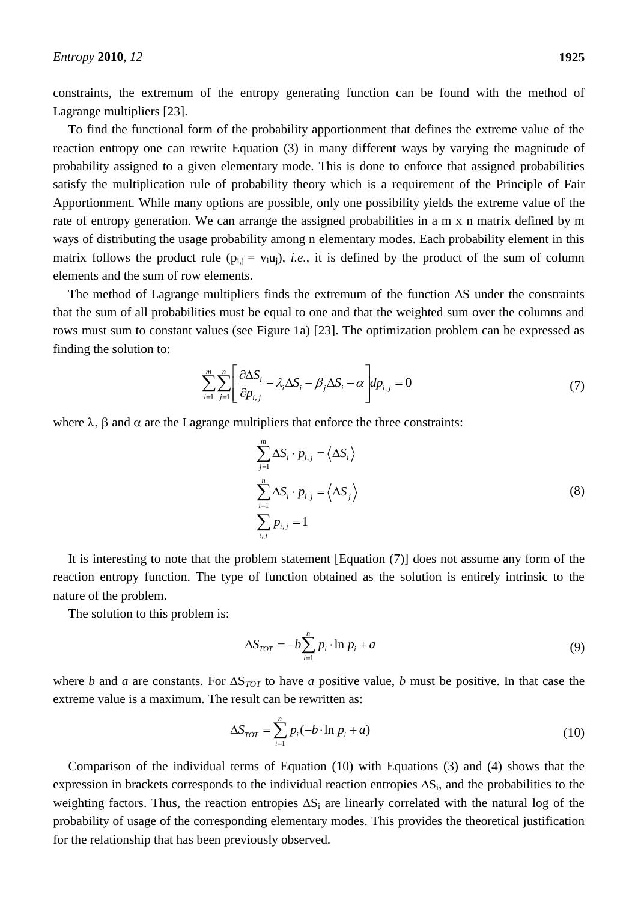constraints, the extremum of the entropy generating function can be found with the method of Lagrange multipliers [23].

To find the functional form of the probability apportionment that defines the extreme value of the reaction entropy one can rewrite Equation (3) in many different ways by varying the magnitude of probability assigned to a given elementary mode. This is done to enforce that assigned probabilities satisfy the multiplication rule of probability theory which is a requirement of the Principle of Fair Apportionment. While many options are possible, only one possibility yields the extreme value of the rate of entropy generation. We can arrange the assigned probabilities in a m x n matrix defined by m ways of distributing the usage probability among n elementary modes. Each probability element in this matrix follows the product rule ($p_{i,j} = v_i u_j$), *i.e.*, it is defined by the product of the sum of column elements and the sum of row elements.

The method of Lagrange multipliers finds the extremum of the function $\Delta S$ under the constraints that the sum of all probabilities must be equal to one and that the weighted sum over the columns and rows must sum to constant values (see Figure 1a) [23]. The optimization problem can be expressed as finding the solution to:

$$\sum_{i=1}^{m}\sum_{j=1}^{n}\left[\frac{\partial \Delta S_i}{\partial p_{i,j}} - \lambda_i \Delta S_i - \beta_j \Delta S_i - \alpha\right] dp_{i,j} = 0 \tag{7}$$

where $\lambda$, $\beta$ and $\alpha$ are the Lagrange multipliers that enforce the three constraints:

$$\begin{aligned}
&\sum_{j=1}^{m} \Delta S_i \cdot p_{i,j} = \langle \Delta S_i \rangle \\
&\sum_{i=1}^{n} \Delta S_i \cdot p_{i,j} = \langle \Delta S_j \rangle \\
&\sum_{i,j} p_{i,j} = 1
\end{aligned} \tag{8}$$

It is interesting to note that the problem statement [Equation (7)] does not assume any form of the reaction entropy function. The type of function obtained as the solution is entirely intrinsic to the nature of the problem.

The solution to this problem is:

$$\Delta S_{TOT} = -b\sum_{i=1}^{n} p_i \cdot \ln p_i + a \tag{9}$$

where *b* and *a* are constants. For $\Delta S_{TOT}$ to have *a* positive value, *b* must be positive. In that case the extreme value is a maximum. The result can be rewritten as:

$$\Delta S_{TOT} = \sum_{i=1}^{n} p_i(-b \cdot \ln p_i + a) \tag{10}$$

Comparison of the individual terms of Equation (10) with Equations (3) and (4) shows that the expression in brackets corresponds to the individual reaction entropies $\Delta S_i$, and the probabilities to the weighting factors. Thus, the reaction entropies $\Delta S_i$ are linearly correlated with the natural log of the probability of usage of the corresponding elementary modes. This provides the theoretical justification for the relationship that has been previously observed.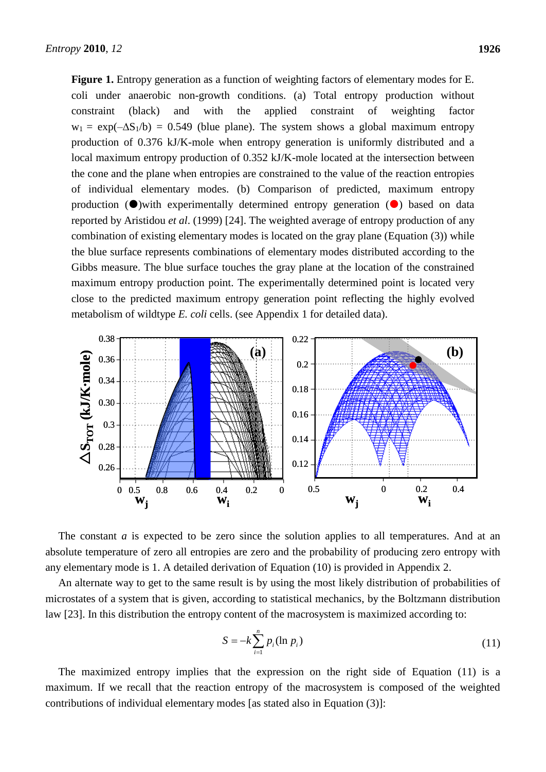**Figure 1.** Entropy generation as a function of weighting factors of elementary modes for E. coli under anaerobic non-growth conditions. (a) Total entropy production without constraint (black) and with the applied constraint of weighting factor $w_1 = \exp(-\Delta S_1/b) = 0.549$ (blue plane). The system shows a global maximum entropy production of 0.376 kJ/K-mole when entropy generation is uniformly distributed and a local maximum entropy production of 0.352 kJ/K-mole located at the intersection between the cone and the plane when entropies are constrained to the value of the reaction entropies of individual elementary modes. (b) Comparison of predicted, maximum entropy production (●)with experimentally determined entropy generation (●) based on data reported by Aristidou *et al*. (1999) [24]. The weighted average of entropy production of any combination of existing elementary modes is located on the gray plane (Equation (3)) while the blue surface represents combinations of elementary modes distributed according to the Gibbs measure. The blue surface touches the gray plane at the location of the constrained maximum entropy production point. The experimentally determined point is located very close to the predicted maximum entropy generation point reflecting the highly evolved metabolism of wildtype *E. coli* cells. (see Appendix 1 for detailed data).

The constant $a$ is expected to be zero since the solution applies to all temperatures. And at an absolute temperature of zero all entropies are zero and the probability of producing zero entropy with any elementary mode is 1. A detailed derivation of Equation (10) is provided in Appendix 2.

An alternate way to get to the same result is by using the most likely distribution of probabilities of microstates of a system that is given, according to statistical mechanics, by the Boltzmann distribution law [23]. In this distribution the entropy content of the macrosystem is maximized according to:

$$S = -k \sum_{i=1}^{n} p_i (\ln p_i) \tag{11}$$

The maximized entropy implies that the expression on the right side of Equation (11) is a maximum. If we recall that the reaction entropy of the macrosystem is composed of the weighted contributions of individual elementary modes [as stated also in Equation (3)]: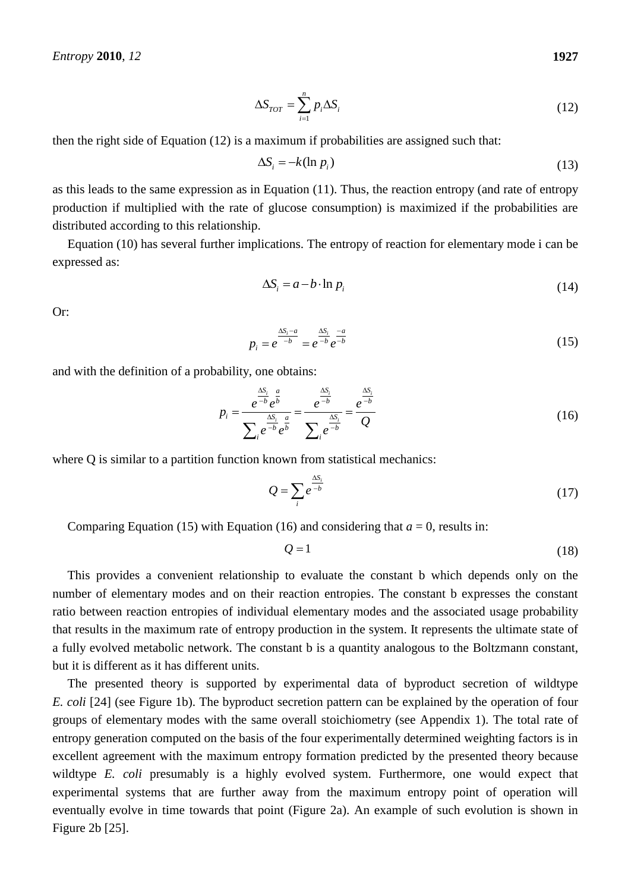$$\Delta S_{TOT} = \sum_{i=1}^{n} p_i \Delta S_i \tag{12}$$

then the right side of Equation (12) is a maximum if probabilities are assigned such that:

$$\Delta S_i = -k(\ln p_i) \tag{13}$$

as this leads to the same expression as in Equation (11). Thus, the reaction entropy (and rate of entropy production if multiplied with the rate of glucose consumption) is maximized if the probabilities are distributed according to this relationship.

Equation (10) has several further implications. The entropy of reaction for elementary mode i can be expressed as:

$$\Delta S_i = a - b \cdot \ln p_i \tag{14}$$

Or:

$$p_i = e^{\frac{\Delta S_i - a}{-b}} = e^{\frac{\Delta S_i}{-b}} e^{\frac{-a}{-b}} \tag{15}$$

and with the definition of a probability, one obtains:

$$p_i = \frac{e^{\frac{\Delta S_i}{-b}} e^{\frac{a}{b}}}{\sum_i e^{\frac{\Delta S_i}{-b}} e^{\frac{a}{b}}} = \frac{e^{\frac{\Delta S_i}{-b}}}{\sum_i e^{\frac{\Delta S_i}{-b}}} = \frac{e^{\frac{\Delta S_i}{-b}}}{Q} \tag{16}$$

where Q is similar to a partition function known from statistical mechanics:

$$Q = \sum_i e^{\frac{\Delta S_i}{-b}} \tag{17}$$

Comparing Equation (15) with Equation (16) and considering that $a = 0$, results in:

$$Q = 1 \tag{18}$$

This provides a convenient relationship to evaluate the constant b which depends only on the number of elementary modes and on their reaction entropies. The constant b expresses the constant ratio between reaction entropies of individual elementary modes and the associated usage probability that results in the maximum rate of entropy production in the system. It represents the ultimate state of a fully evolved metabolic network. The constant b is a quantity analogous to the Boltzmann constant, but it is different as it has different units.

The presented theory is supported by experimental data of byproduct secretion of wildtype *E. coli* [24] (see Figure 1b). The byproduct secretion pattern can be explained by the operation of four groups of elementary modes with the same overall stoichiometry (see Appendix 1). The total rate of entropy generation computed on the basis of the four experimentally determined weighting factors is in excellent agreement with the maximum entropy formation predicted by the presented theory because wildtype *E. coli* presumably is a highly evolved system. Furthermore, one would expect that experimental systems that are further away from the maximum entropy point of operation will eventually evolve in time towards that point (Figure 2a). An example of such evolution is shown in Figure 2b [25].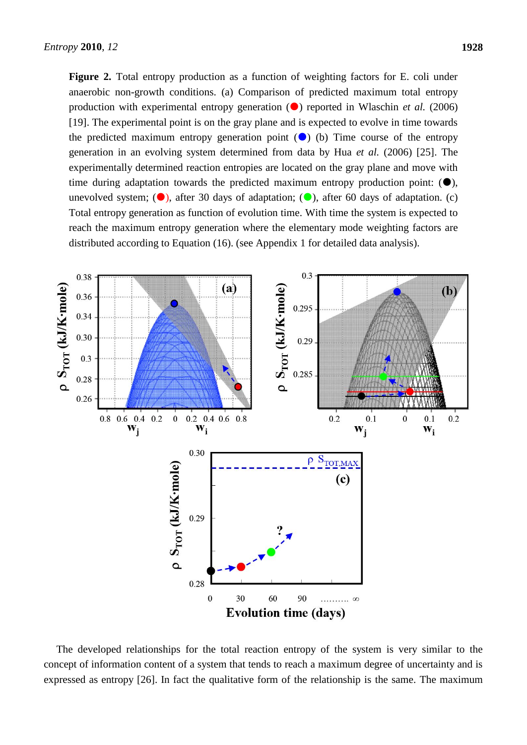**Figure 2.** Total entropy production as a function of weighting factors for E. coli under anaerobic non-growth conditions. (a) Comparison of predicted maximum total entropy production with experimental entropy generation (●) reported in Wlaschin *et al.* (2006) [19]. The experimental point is on the gray plane and is expected to evolve in time towards the predicted maximum entropy generation point (●) (b) Time course of the entropy generation in an evolving system determined from data by Hua *et al.* (2006) [25]. The experimentally determined reaction entropies are located on the gray plane and move with time during adaptation towards the predicted maximum entropy production point: (●), unevolved system; (●), after 30 days of adaptation; (●), after 60 days of adaptation. (c) Total entropy generation as function of evolution time. With time the system is expected to reach the maximum entropy generation where the elementary mode weighting factors are distributed according to Equation (16). (see Appendix 1 for detailed data analysis).

The developed relationships for the total reaction entropy of the system is very similar to the concept of information content of a system that tends to reach a maximum degree of uncertainty and is expressed as entropy [26]. In fact the qualitative form of the relationship is the same. The maximum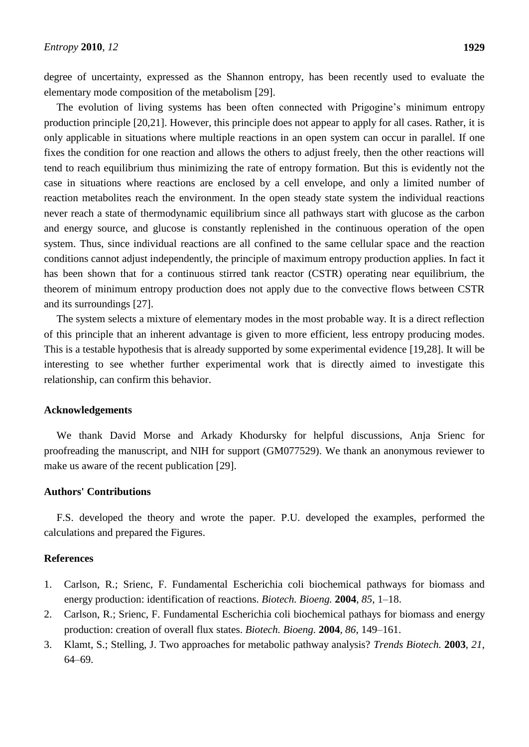degree of uncertainty, expressed as the Shannon entropy, has been recently used to evaluate the elementary mode composition of the metabolism [29].

The evolution of living systems has been often connected with Prigogine's minimum entropy production principle [20,21]. However, this principle does not appear to apply for all cases. Rather, it is only applicable in situations where multiple reactions in an open system can occur in parallel. If one fixes the condition for one reaction and allows the others to adjust freely, then the other reactions will tend to reach equilibrium thus minimizing the rate of entropy formation. But this is evidently not the case in situations where reactions are enclosed by a cell envelope, and only a limited number of reaction metabolites reach the environment. In the open steady state system the individual reactions never reach a state of thermodynamic equilibrium since all pathways start with glucose as the carbon and energy source, and glucose is constantly replenished in the continuous operation of the open system. Thus, since individual reactions are all confined to the same cellular space and the reaction conditions cannot adjust independently, the principle of maximum entropy production applies. In fact it has been shown that for a continuous stirred tank reactor (CSTR) operating near equilibrium, the theorem of minimum entropy production does not apply due to the convective flows between CSTR and its surroundings [27].

The system selects a mixture of elementary modes in the most probable way. It is a direct reflection of this principle that an inherent advantage is given to more efficient, less entropy producing modes. This is a testable hypothesis that is already supported by some experimental evidence [19,28]. It will be interesting to see whether further experimental work that is directly aimed to investigate this relationship, can confirm this behavior.

## Acknowledgements

We thank David Morse and Arkady Khodursky for helpful discussions, Anja Srienc for proofreading the manuscript, and NIH for support (GM077529). We thank an anonymous reviewer to make us aware of the recent publication [29].

## Authors' Contributions

F.S. developed the theory and wrote the paper. P.U. developed the examples, performed the calculations and prepared the Figures.

## References

1. Carlson, R.; Srienc, F. Fundamental Escherichia coli biochemical pathways for biomass and energy production: identification of reactions. *Biotech. Bioeng.* **2004**, *85*, 1–18.
2. Carlson, R.; Srienc, F. Fundamental Escherichia coli biochemical pathays for biomass and energy production: creation of overall flux states. *Biotech. Bioeng.* **2004**, *86*, 149–161.
3. Klamt, S.; Stelling, J. Two approaches for metabolic pathway analysis? *Trends Biotech.* **2003**, *21*, 64–69.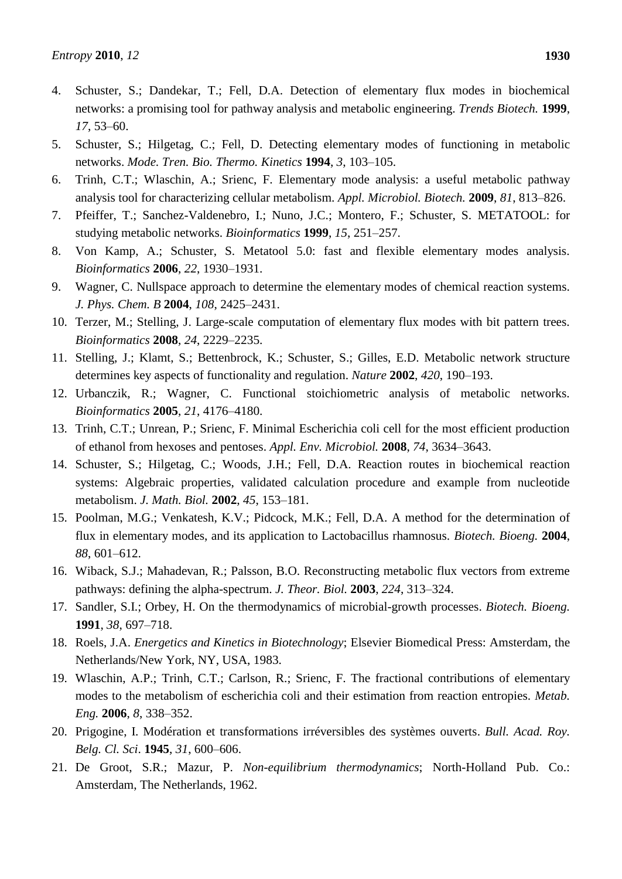4. Schuster, S.; Dandekar, T.; Fell, D.A. Detection of elementary flux modes in biochemical networks: a promising tool for pathway analysis and metabolic engineering. *Trends Biotech.* **1999**, *17*, 53–60.
5. Schuster, S.; Hilgetag, C.; Fell, D. Detecting elementary modes of functioning in metabolic networks. *Mode. Tren. Bio. Thermo. Kinetics* **1994**, *3*, 103–105.
6. Trinh, C.T.; Wlaschin, A.; Srienc, F. Elementary mode analysis: a useful metabolic pathway analysis tool for characterizing cellular metabolism. *Appl. Microbiol. Biotech.* **2009**, *81*, 813–826.
7. Pfeiffer, T.; Sanchez-Valdenebro, I.; Nuno, J.C.; Montero, F.; Schuster, S. METATOOL: for studying metabolic networks. *Bioinformatics* **1999**, *15*, 251–257.
8. Von Kamp, A.; Schuster, S. Metatool 5.0: fast and flexible elementary modes analysis. *Bioinformatics* **2006**, *22*, 1930–1931.
9. Wagner, C. Nullspace approach to determine the elementary modes of chemical reaction systems. *J. Phys. Chem. B* **2004**, *108*, 2425–2431.
10. Terzer, M.; Stelling, J. Large-scale computation of elementary flux modes with bit pattern trees. *Bioinformatics* **2008**, *24*, 2229–2235.
11. Stelling, J.; Klamt, S.; Bettenbrock, K.; Schuster, S.; Gilles, E.D. Metabolic network structure determines key aspects of functionality and regulation. *Nature* **2002**, *420*, 190–193.
12. Urbanczik, R.; Wagner, C. Functional stoichiometric analysis of metabolic networks. *Bioinformatics* **2005**, *21*, 4176–4180.
13. Trinh, C.T.; Unrean, P.; Srienc, F. Minimal Escherichia coli cell for the most efficient production of ethanol from hexoses and pentoses. *Appl. Env. Microbiol.* **2008**, *74*, 3634–3643.
14. Schuster, S.; Hilgetag, C.; Woods, J.H.; Fell, D.A. Reaction routes in biochemical reaction systems: Algebraic properties, validated calculation procedure and example from nucleotide metabolism. *J. Math. Biol.* **2002**, *45*, 153–181.
15. Poolman, M.G.; Venkatesh, K.V.; Pidcock, M.K.; Fell, D.A. A method for the determination of flux in elementary modes, and its application to Lactobacillus rhamnosus. *Biotech. Bioeng.* **2004**, *88*, 601–612.
16. Wiback, S.J.; Mahadevan, R.; Palsson, B.O. Reconstructing metabolic flux vectors from extreme pathways: defining the alpha-spectrum. *J. Theor. Biol.* **2003**, *224*, 313–324.
17. Sandler, S.I.; Orbey, H. On the thermodynamics of microbial-growth processes. *Biotech. Bioeng.* **1991**, *38*, 697–718.
18. Roels, J.A. *Energetics and Kinetics in Biotechnology*; Elsevier Biomedical Press: Amsterdam, the Netherlands/New York, NY, USA, 1983.
19. Wlaschin, A.P.; Trinh, C.T.; Carlson, R.; Srienc, F. The fractional contributions of elementary modes to the metabolism of escherichia coli and their estimation from reaction entropies. *Metab. Eng.* **2006**, *8*, 338–352.
20. Prigogine, I. Modération et transformations irréversibles des systèmes ouverts. *Bull. Acad. Roy. Belg. Cl. Sci*. **1945**, *31*, 600–606.
21. De Groot, S.R.; Mazur, P. *Non-equilibrium thermodynamics*; North-Holland Pub. Co.: Amsterdam, The Netherlands, 1962.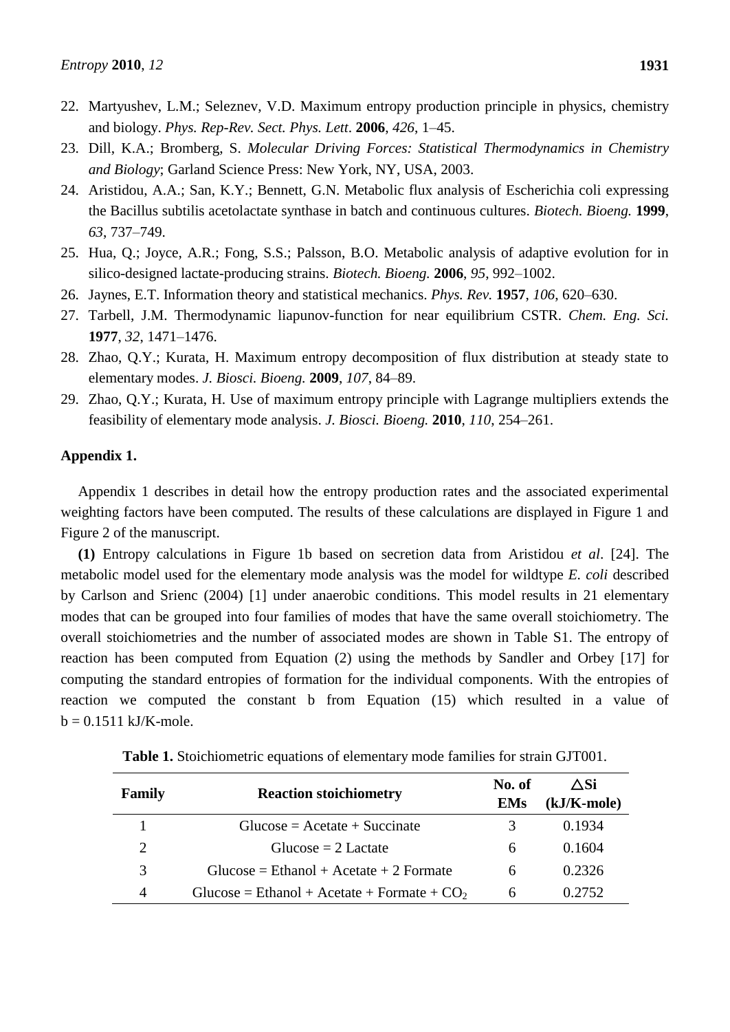22. Martyushev, L.M.; Seleznev, V.D. Maximum entropy production principle in physics, chemistry and biology. *Phys. Rep-Rev. Sect. Phys. Lett*. **2006**, *426*, 1–45.
23. Dill, K.A.; Bromberg, S. *Molecular Driving Forces: Statistical Thermodynamics in Chemistry and Biology*; Garland Science Press: New York, NY, USA, 2003.
24. Aristidou, A.A.; San, K.Y.; Bennett, G.N. Metabolic flux analysis of Escherichia coli expressing the Bacillus subtilis acetolactate synthase in batch and continuous cultures. *Biotech. Bioeng.* **1999**, *63*, 737–749.
25. Hua, Q.; Joyce, A.R.; Fong, S.S.; Palsson, B.O. Metabolic analysis of adaptive evolution for in silico-designed lactate-producing strains. *Biotech. Bioeng.* **2006**, *95*, 992–1002.
26. Jaynes, E.T. Information theory and statistical mechanics. *Phys. Rev.* **1957**, *106*, 620–630.
27. Tarbell, J.M. Thermodynamic liapunov-function for near equilibrium CSTR. *Chem. Eng. Sci.* **1977**, *32*, 1471–1476.
28. Zhao, Q.Y.; Kurata, H. Maximum entropy decomposition of flux distribution at steady state to elementary modes. *J. Biosci. Bioeng.* **2009**, *107*, 84–89.
29. Zhao, Q.Y.; Kurata, H. Use of maximum entropy principle with Lagrange multipliers extends the feasibility of elementary mode analysis. *J. Biosci. Bioeng.* **2010**, *110*, 254–261.

## Appendix 1.

Appendix 1 describes in detail how the entropy production rates and the associated experimental weighting factors have been computed. The results of these calculations are displayed in Figure 1 and Figure 2 of the manuscript.

**(1)** Entropy calculations in Figure 1b based on secretion data from Aristidou *et al*. [24]. The metabolic model used for the elementary mode analysis was the model for wildtype *E. coli* described by Carlson and Srienc (2004) [1] under anaerobic conditions. This model results in 21 elementary modes that can be grouped into four families of modes that have the same overall stoichiometry. The overall stoichiometries and the number of associated modes are shown in Table S1. The entropy of reaction has been computed from Equation (2) using the methods by Sandler and Orbey [17] for computing the standard entropies of formation for the individual components. With the entropies of reaction we computed the constant b from Equation (15) which resulted in a value of b = 0.1511 kJ/K-mole.

**Table 1.** Stoichiometric equations of elementary mode families for strain GJT001.

| Family | Reaction stoichiometry | No. of EMs | $\triangle$Si (kJ/K-mole) |
|---|---|---|---|
| 1 | Glucose = Acetate + Succinate | 3 | 0.1934 |
| 2 | Glucose = 2 Lactate | 6 | 0.1604 |
| 3 | Glucose = Ethanol + Acetate + 2 Formate | 6 | 0.2326 |
| 4 | Glucose = Ethanol + Acetate + Formate + $CO_2$ | 6 | 0.2752 |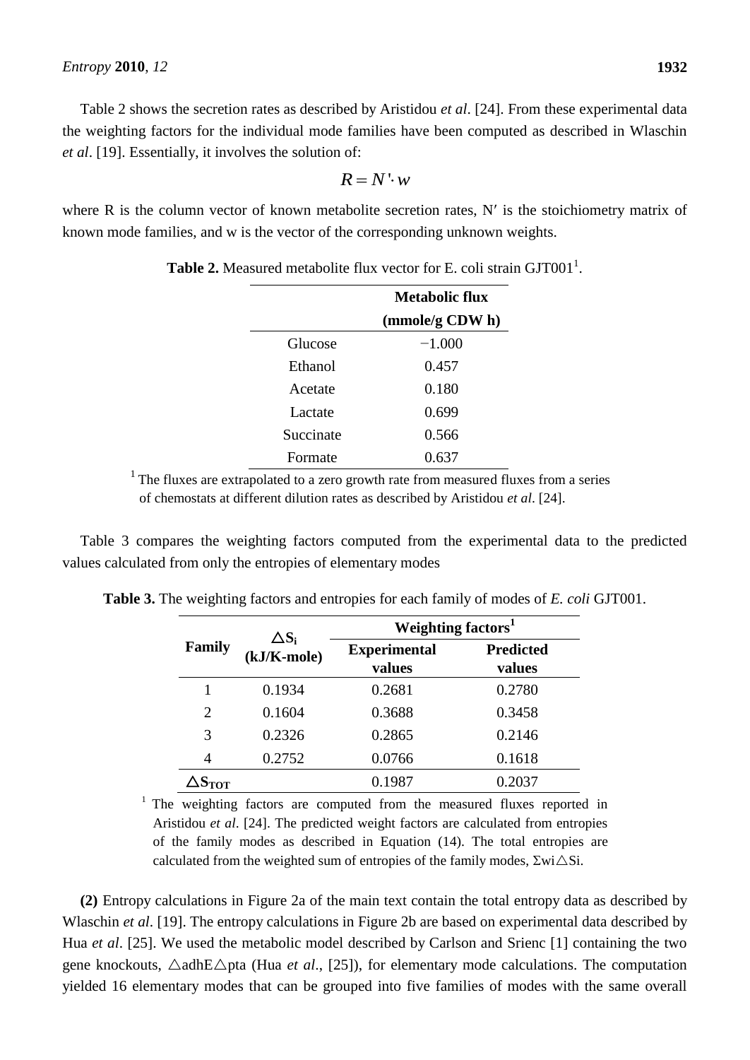Table 2 shows the secretion rates as described by Aristidou *et al*. [24]. From these experimental data the weighting factors for the individual mode families have been computed as described in Wlaschin *et al*. [19]. Essentially, it involves the solution of:

$$R = N' \cdot w$$

where R is the column vector of known metabolite secretion rates, N′ is the stoichiometry matrix of known mode families, and w is the vector of the corresponding unknown weights.

**Table 2.** Measured metabolite flux vector for E. coli strain GJT001[1].

| | **Metabolic flux (mmole/g CDW h)** |
|---|---|
| Glucose | −1.000 |
| Ethanol | 0.457 |
| Acetate | 0.180 |
| Lactate | 0.699 |
| Succinate | 0.566 |
| Formate | 0.637 |

[1] The fluxes are extrapolated to a zero growth rate from measured fluxes from a series of chemostats at different dilution rates as described by Aristidou *et al*. [24].

Table 3 compares the weighting factors computed from the experimental data to the predicted values calculated from only the entropies of elementary modes

**Table 3.** The weighting factors and entropies for each family of modes of *E. coli* GJT001.

| **Family** | $\triangle S_i$ **(kJ/K-mole)** | **Weighting factors[1]** | |
|---|---|---|---|
| | | **Experimental values** | **Predicted values** |
| 1 | 0.1934 | 0.2681 | 0.2780 |
| 2 | 0.1604 | 0.3688 | 0.3458 |
| 3 | 0.2326 | 0.2865 | 0.2146 |
| 4 | 0.2752 | 0.0766 | 0.1618 |
| $\triangle S_{TOT}$ | | 0.1987 | 0.2037 |

[1] The weighting factors are computed from the measured fluxes reported in Aristidou *et al*. [24]. The predicted weight factors are calculated from entropies of the family modes as described in Equation (14). The total entropies are calculated from the weighted sum of entropies of the family modes, $\Sigma w_i \triangle S_i$.

**(2)** Entropy calculations in Figure 2a of the main text contain the total entropy data as described by Wlaschin *et al*. [19]. The entropy calculations in Figure 2b are based on experimental data described by Hua *et al*. [25]. We used the metabolic model described by Carlson and Srienc [1] containing the two gene knockouts, △adhE△pta (Hua *et al*., [25]), for elementary mode calculations. The computation yielded 16 elementary modes that can be grouped into five families of modes with the same overall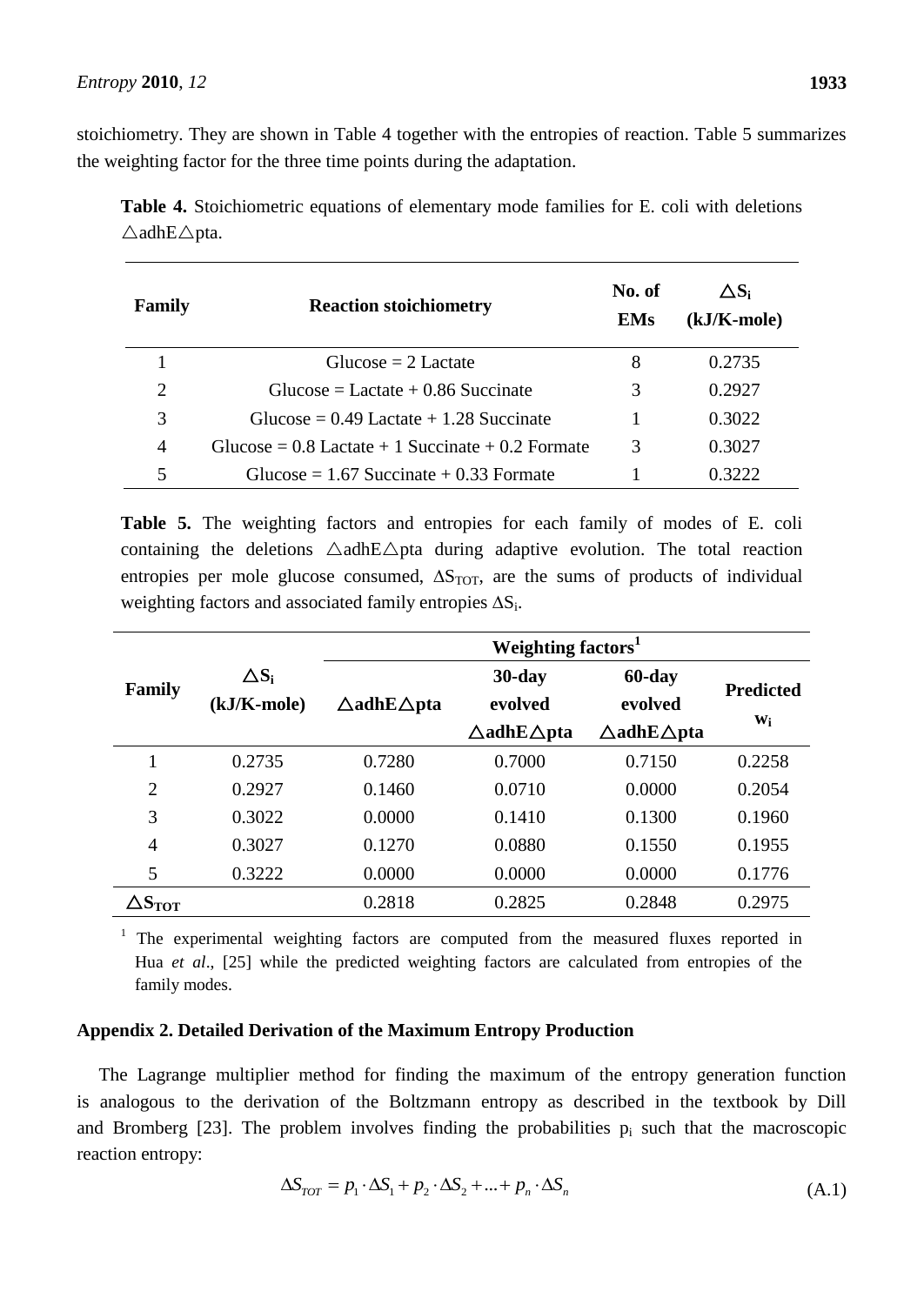stoichiometry. They are shown in Table 4 together with the entropies of reaction. Table 5 summarizes the weighting factor for the three time points during the adaptation.

**Table 4.** Stoichiometric equations of elementary mode families for E. coli with deletions △adhE△pta.

| Family | Reaction stoichiometry | No. of EMs | $\triangle S_i$ (kJ/K-mole) |
|---|---|---|---|
| 1 | Glucose = 2 Lactate | 8 | 0.2735 |
| 2 | Glucose = Lactate + 0.86 Succinate | 3 | 0.2927 |
| 3 | Glucose = 0.49 Lactate + 1.28 Succinate | 1 | 0.3022 |
| 4 | Glucose = 0.8 Lactate + 1 Succinate + 0.2 Formate | 3 | 0.3027 |
| 5 | Glucose = 1.67 Succinate + 0.33 Formate | 1 | 0.3222 |

**Table 5.** The weighting factors and entropies for each family of modes of E. coli containing the deletions △adhE△pta during adaptive evolution. The total reaction entropies per mole glucose consumed, $\Delta S_{TOT}$, are the sums of products of individual weighting factors and associated family entropies $\Delta S_i$.

| Family | $\triangle S_i$ (kJ/K-mole) | Weighting factors[1] | | | |
|---|---|---|---|---|---|
| | | △adhE△pta | 30-day evolved △adhE△pta | 60-day evolved △adhE△pta | Predicted $w_i$ |
| 1 | 0.2735 | 0.7280 | 0.7000 | 0.7150 | 0.2258 |
| 2 | 0.2927 | 0.1460 | 0.0710 | 0.0000 | 0.2054 |
| 3 | 0.3022 | 0.0000 | 0.1410 | 0.1300 | 0.1960 |
| 4 | 0.3027 | 0.1270 | 0.0880 | 0.1550 | 0.1955 |
| 5 | 0.3222 | 0.0000 | 0.0000 | 0.0000 | 0.1776 |
| $\triangle S_{TOT}$ | | 0.2818 | 0.2825 | 0.2848 | 0.2975 |

[1] The experimental weighting factors are computed from the measured fluxes reported in Hua *et al*., [25] while the predicted weighting factors are calculated from entropies of the family modes.

### Appendix 2. Detailed Derivation of the Maximum Entropy Production

The Lagrange multiplier method for finding the maximum of the entropy generation function is analogous to the derivation of the Boltzmann entropy as described in the textbook by Dill and Bromberg [23]. The problem involves finding the probabilities $p_i$ such that the macroscopic reaction entropy:

$$\Delta S_{TOT} = p_1 \cdot \Delta S_1 + p_2 \cdot \Delta S_2 + ... + p_n \cdot \Delta S_n \tag{A.1}$$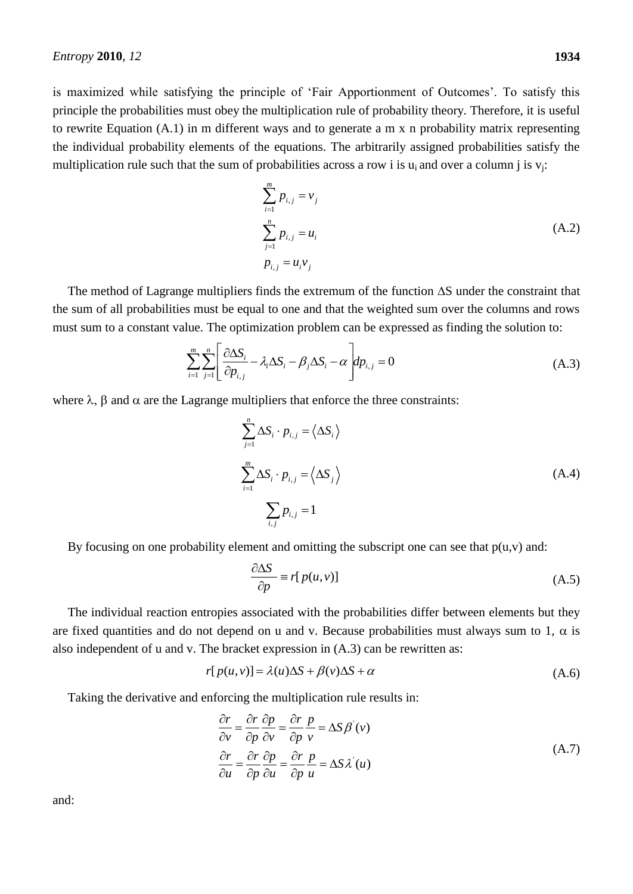is maximized while satisfying the principle of 'Fair Apportionment of Outcomes'. To satisfy this principle the probabilities must obey the multiplication rule of probability theory. Therefore, it is useful to rewrite Equation (A.1) in m different ways and to generate a m x n probability matrix representing the individual probability elements of the equations. The arbitrarily assigned probabilities satisfy the multiplication rule such that the sum of probabilities across a row i is $u_i$ and over a column j is $v_j$:

$$\sum_{i=1}^{m} p_{i,j} = v_j$$
$$\sum_{j=1}^{n} p_{i,j} = u_i \tag{A.2}$$
$$p_{i,j} = u_i v_j$$

The method of Lagrange multipliers finds the extremum of the function $\Delta S$ under the constraint that the sum of all probabilities must be equal to one and that the weighted sum over the columns and rows must sum to a constant value. The optimization problem can be expressed as finding the solution to:

$$\sum_{i=1}^{m}\sum_{j=1}^{n}\left[\frac{\partial \Delta S_i}{\partial p_{i,j}} - \lambda_i \Delta S_i - \beta_j \Delta S_i - \alpha\right] dp_{i,j} = 0 \tag{A.3}$$

where $\lambda$, $\beta$ and $\alpha$ are the Lagrange multipliers that enforce the three constraints:

$$\sum_{j=1}^{n} \Delta S_i \cdot p_{i,j} = \langle \Delta S_i \rangle$$
$$\sum_{i=1}^{m} \Delta S_i \cdot p_{i,j} = \langle \Delta S_j \rangle \tag{A.4}$$
$$\sum_{i,j} p_{i,j} = 1$$

By focusing on one probability element and omitting the subscript one can see that p(u,v) and:

$$\frac{\partial \Delta S}{\partial p} \equiv r[p(u,v)] \tag{A.5}$$

The individual reaction entropies associated with the probabilities differ between elements but they are fixed quantities and do not depend on u and v. Because probabilities must always sum to 1, $\alpha$ is also independent of u and v. The bracket expression in (A.3) can be rewritten as:

$$r[p(u,v)] = \lambda(u)\Delta S + \beta(v)\Delta S + \alpha \tag{A.6}$$

Taking the derivative and enforcing the multiplication rule results in:

$$\frac{\partial r}{\partial v} = \frac{\partial r}{\partial p}\frac{\partial p}{\partial v} = \frac{\partial r}{\partial p}\frac{p}{v} = \Delta S \beta'(v)$$
$$\frac{\partial r}{\partial u} = \frac{\partial r}{\partial p}\frac{\partial p}{\partial u} = \frac{\partial r}{\partial p}\frac{p}{u} = \Delta S \lambda'(u) \tag{A.7}$$

and: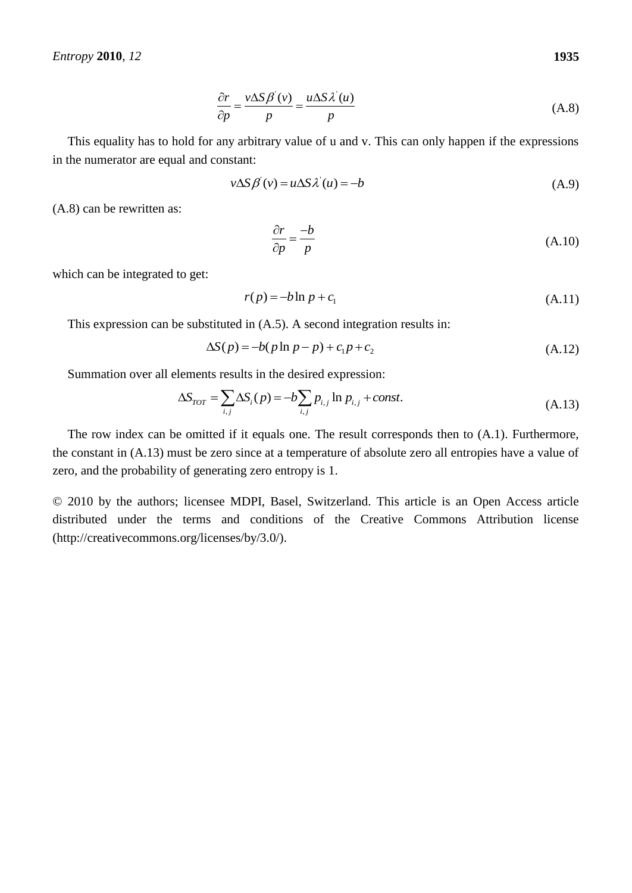$$\frac{\partial r}{\partial p} = \frac{v \Delta S \beta^{'}(v)}{p} = \frac{u \Delta S \lambda^{'}(u)}{p} \tag{A.8}$$

This equality has to hold for any arbitrary value of u and v. This can only happen if the expressions in the numerator are equal and constant:

$$v \Delta S \beta^{'}(v) = u \Delta S \lambda^{'}(u) = -b \tag{A.9}$$

(A.8) can be rewritten as:

$$\frac{\partial r}{\partial p} = \frac{-b}{p} \tag{A.10}$$

which can be integrated to get:

$$r(p) = -b \ln p + c_1 \tag{A.11}$$

This expression can be substituted in (A.5). A second integration results in:

$$\Delta S(p) = -b(p \ln p - p) + c_1 p + c_2 \tag{A.12}$$

Summation over all elements results in the desired expression:

$$\Delta S_{TOT} = \sum_{i,j} \Delta S_i(p) = -b \sum_{i,j} p_{i,j} \ln p_{i,j} + const. \tag{A.13}$$

The row index can be omitted if it equals one. The result corresponds then to (A.1). Furthermore, the constant in (A.13) must be zero since at a temperature of absolute zero all entropies have a value of zero, and the probability of generating zero entropy is 1.

© 2010 by the authors; licensee MDPI, Basel, Switzerland. This article is an Open Access article distributed under the terms and conditions of the Creative Commons Attribution license (http://creativecommons.org/licenses/by/3.0/).